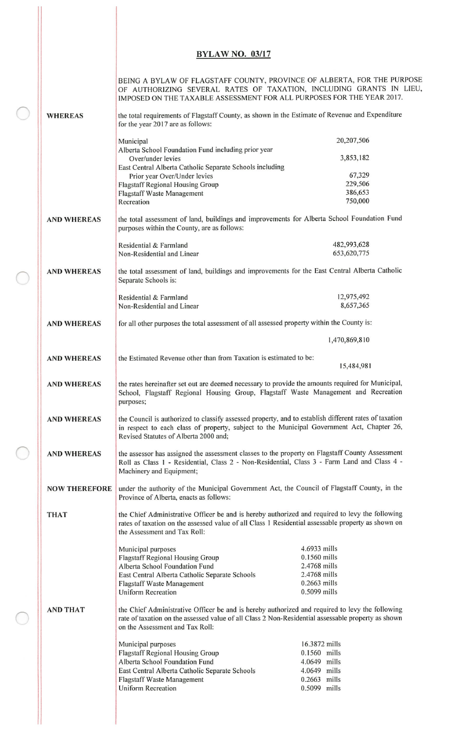# BYLAW NO. 03/17

BEING A BYLAW OF FLAGSTAFF COUNTY, PROVINCE OF ALBERTA, FOR THE PURPOSE OF AUTHORIZING SEVERAL RATES OF TAXATION, INCLUDING GRANTS IN LIEU, IMPOSED ON THE TAXABLE ASSESSMENT FOR ALL PURPOSES FOR THE YEAR 2017.

**WHEREAS** the total requirements of Flagstaff County, as shown in the Estimate of Revenue and Expenditure for the year 2017 are as follows:

| | |
|---|---|
| Municipal | 20,207,506 |
| Alberta School Foundation Fund including prior year Over/under levies | 3,853,182 |
| East Central Alberta Catholic Separate Schools including Prior year Over/Under levies | 67,329 |
| Flagstaff Regional Housing Group | 229,506 |
| Flagstaff Waste Management | 386,653 |
| Recreation | 750,000 |

**AND WHEREAS** the total assessment of land, buildings and improvements for Alberta School Foundation Fund purposes within the County, are as follows:

| | |
|---|---|
| Residential & Farmland | 482,993,628 |
| Non-Residential and Linear | 653,620,775 |

**AND WHEREAS** the total assessment of land, buildings and improvements for the East Central Alberta Catholic Separate Schools is:

| | |
|---|---|
| Residential & Farmland | 12,975,492 |
| Non-Residential and Linear | 8,657,365 |

**AND WHEREAS** for all other purposes the total assessment of all assessed property within the County is:

1,470,869,810

**AND WHEREAS** the Estimated Revenue other than from Taxation is estimated to be:

15,484,981

**AND WHEREAS** the rates hereinafter set out are deemed necessary to provide the amounts required for Municipal, School, Flagstaff Regional Housing Group, Flagstaff Waste Management and Recreation purposes;

**AND WHEREAS** the Council is authorized to classify assessed property, and to establish different rates of taxation in respect to each class of property, subject to the Municipal Government Act, Chapter 26, Revised Statutes of Alberta 2000 and;

**AND WHEREAS** the assessor has assigned the assessment classes to the property on Flagstaff County Assessment Roll as Class 1 - Residential, Class 2 - Non-Residential, Class 3 - Farm Land and Class 4 - Machinery and Equipment;

**NOW THEREFORE** under the authority of the Municipal Government Act, the Council of Flagstaff County, in the Province of Alberta, enacts as follows:

**THAT** the Chief Administrative Officer be and is hereby authorized and required to levy the following rates of taxation on the assessed value of all Class 1 Residential assessable property as shown on the Assessment and Tax Roll:

| | |
|---|---|
| Municipal purposes | 4.6933 mills |
| Flagstaff Regional Housing Group | 0.1560 mills |
| Alberta School Foundation Fund | 2.4768 mills |
| East Central Alberta Catholic Separate Schools | 2.4768 mills |
| Flagstaff Waste Management | 0.2663 mills |
| Uniform Recreation | 0.5099 mills |

**AND THAT** the Chief Administrative Officer be and is hereby authorized and required to levy the following rate of taxation on the assessed value of all Class 2 Non-Residential assessable property as shown on the Assessment and Tax Roll:

| | |
|---|---|
| Municipal purposes | 16.3872 mills |
| Flagstaff Regional Housing Group | 0.1560 mills |
| Alberta School Foundation Fund | 4.0649 mills |
| East Central Alberta Catholic Separate Schools | 4.0649 mills |
| Flagstaff Waste Management | 0.2663 mills |
| Uniform Recreation | 0.5099 mills |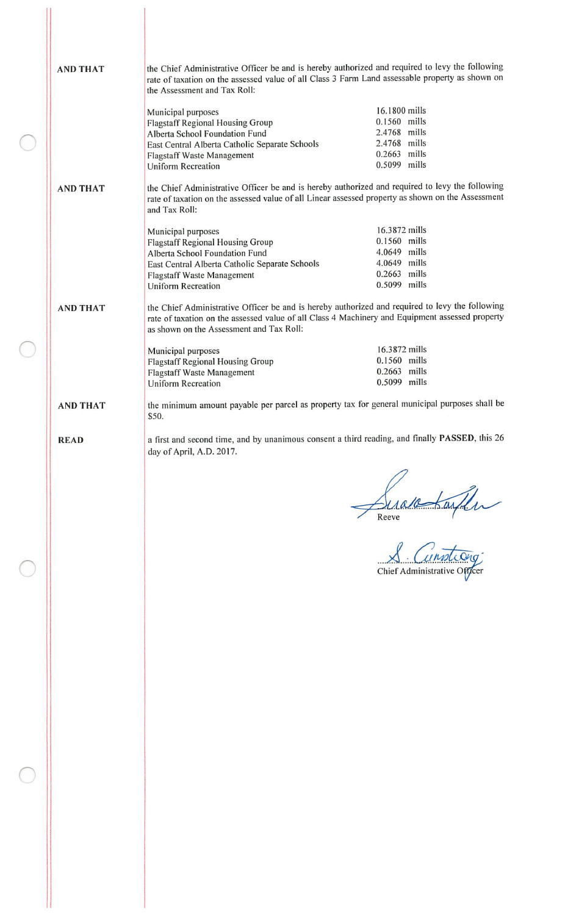**AND THAT** the Chief Administrative Officer be and is hereby authorized and required to levy the following rate of taxation on the assessed value of all Class 3 Farm Land assessable property as shown on the Assessment and Tax Roll:

| | |
|---|---|
| Municipal purposes | 16.1800 mills |
| Flagstaff Regional Housing Group | 0.1560 mills |
| Alberta School Foundation Fund | 2.4768 mills |
| East Central Alberta Catholic Separate Schools | 2.4768 mills |
| Flagstaff Waste Management | 0.2663 mills |
| Uniform Recreation | 0.5099 mills |

**AND THAT** the Chief Administrative Officer be and is hereby authorized and required to levy the following rate of taxation on the assessed value of all Linear assessed property as shown on the Assessment and Tax Roll:

| | |
|---|---|
| Municipal purposes | 16.3872 mills |
| Flagstaff Regional Housing Group | 0.1560 mills |
| Alberta School Foundation Fund | 4.0649 mills |
| East Central Alberta Catholic Separate Schools | 4.0649 mills |
| Flagstaff Waste Management | 0.2663 mills |
| Uniform Recreation | 0.5099 mills |

**AND THAT** the Chief Administrative Officer be and is hereby authorized and required to levy the following rate of taxation on the assessed value of all Class 4 Machinery and Equipment assessed property as shown on the Assessment and Tax Roll:

| | |
|---|---|
| Municipal purposes | 16.3872 mills |
| Flagstaff Regional Housing Group | 0.1560 mills |
| Flagstaff Waste Management | 0.2663 mills |
| Uniform Recreation | 0.5099 mills |

**AND THAT** the minimum amount payable per parcel as property tax for general municipal purposes shall be $50.

**READ** a first and second time, and by unanimous consent a third reading, and finally **PASSED**, this 26 day of April, A.D. 2017.

Reeve

Chief Administrative Officer